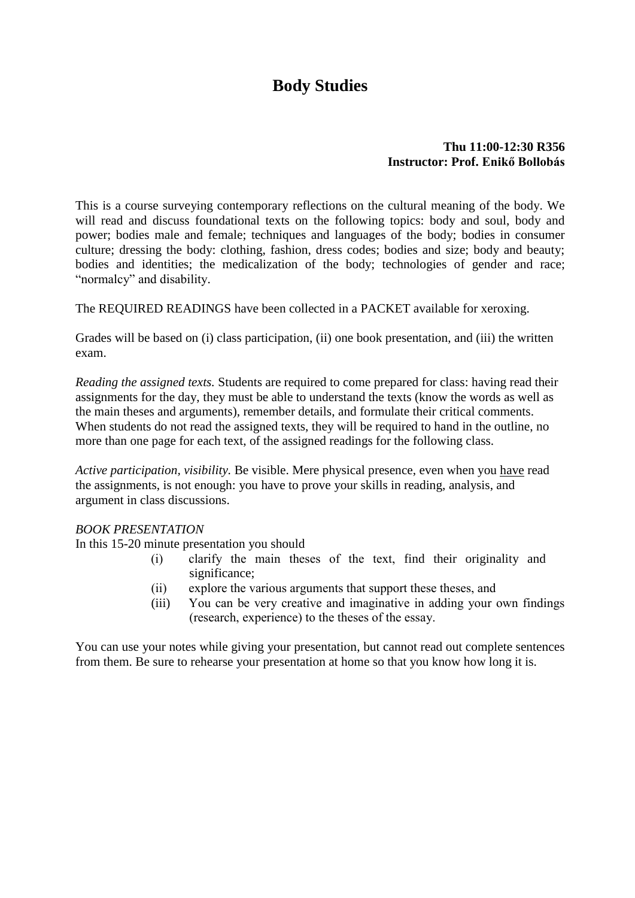# Body Studies

**Thu 11:00-12:30 R356**
**Instructor: Prof. Enikő Bollobás**

This is a course surveying contemporary reflections on the cultural meaning of the body. We will read and discuss foundational texts on the following topics: body and soul, body and power; bodies male and female; techniques and languages of the body; bodies in consumer culture; dressing the body: clothing, fashion, dress codes; bodies and size; body and beauty; bodies and identities; the medicalization of the body; technologies of gender and race; "normalcy" and disability.

The REQUIRED READINGS have been collected in a PACKET available for xeroxing.

Grades will be based on (i) class participation, (ii) one book presentation, and (iii) the written exam.

*Reading the assigned texts.* Students are required to come prepared for class: having read their assignments for the day, they must be able to understand the texts (know the words as well as the main theses and arguments), remember details, and formulate their critical comments. When students do not read the assigned texts, they will be required to hand in the outline, no more than one page for each text, of the assigned readings for the following class.

*Active participation, visibility.* Be visible. Mere physical presence, even when you <u>have</u> read the assignments, is not enough: you have to prove your skills in reading, analysis, and argument in class discussions.

*BOOK PRESENTATION*

In this 15-20 minute presentation you should

(i) clarify the main theses of the text, find their originality and significance;
(ii) explore the various arguments that support these theses, and
(iii) You can be very creative and imaginative in adding your own findings (research, experience) to the theses of the essay.

You can use your notes while giving your presentation, but cannot read out complete sentences from them. Be sure to rehearse your presentation at home so that you know how long it is.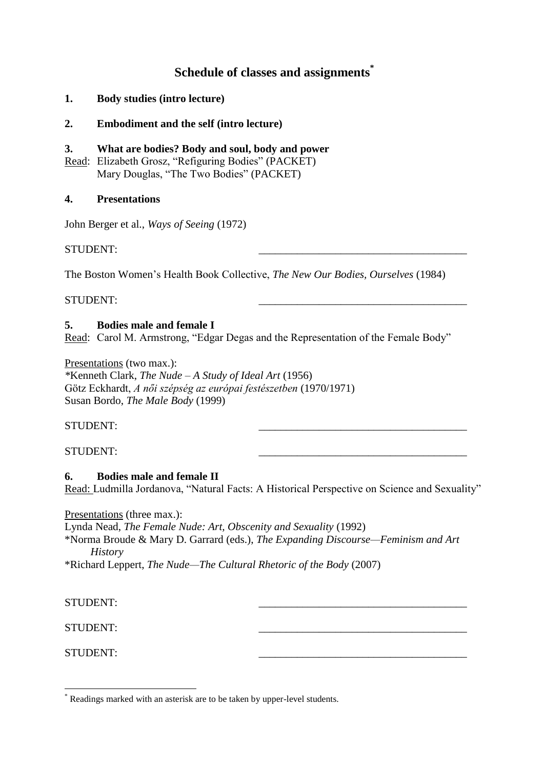# Schedule of classes and assignments[*]

**1. Body studies (intro lecture)**

**2. Embodiment and the self (intro lecture)**

**3. What are bodies? Body and soul, body and power**

Read: Elizabeth Grosz, "Refiguring Bodies" (PACKET)
Mary Douglas, "The Two Bodies" (PACKET)

**4. Presentations**

John Berger et al., *Ways of Seeing* (1972)

STUDENT: ______________________________________

The Boston Women's Health Book Collective, *The New Our Bodies, Ourselves* (1984)

STUDENT: ______________________________________

**5. Bodies male and female I**

Read: Carol M. Armstrong, "Edgar Degas and the Representation of the Female Body"

Presentations (two max.):
*Kenneth Clark, *The Nude – A Study of Ideal Art* (1956)
Götz Eckhardt, *A női szépség az európai festészetben* (1970/1971)
Susan Bordo, *The Male Body* (1999)

STUDENT: ______________________________________

STUDENT: ______________________________________

**6. Bodies male and female II**

Read: Ludmilla Jordanova, "Natural Facts: A Historical Perspective on Science and Sexuality"

Presentations (three max.):
Lynda Nead, *The Female Nude: Art, Obscenity and Sexuality* (1992)
*Norma Broude & Mary D. Garrard (eds.), *The Expanding Discourse—Feminism and Art History*
*Richard Leppert, *The Nude—The Cultural Rhetoric of the Body* (2007)

STUDENT: ______________________________________

STUDENT: ______________________________________

STUDENT: ______________________________________

---

[*] Readings marked with an asterisk are to be taken by upper-level students.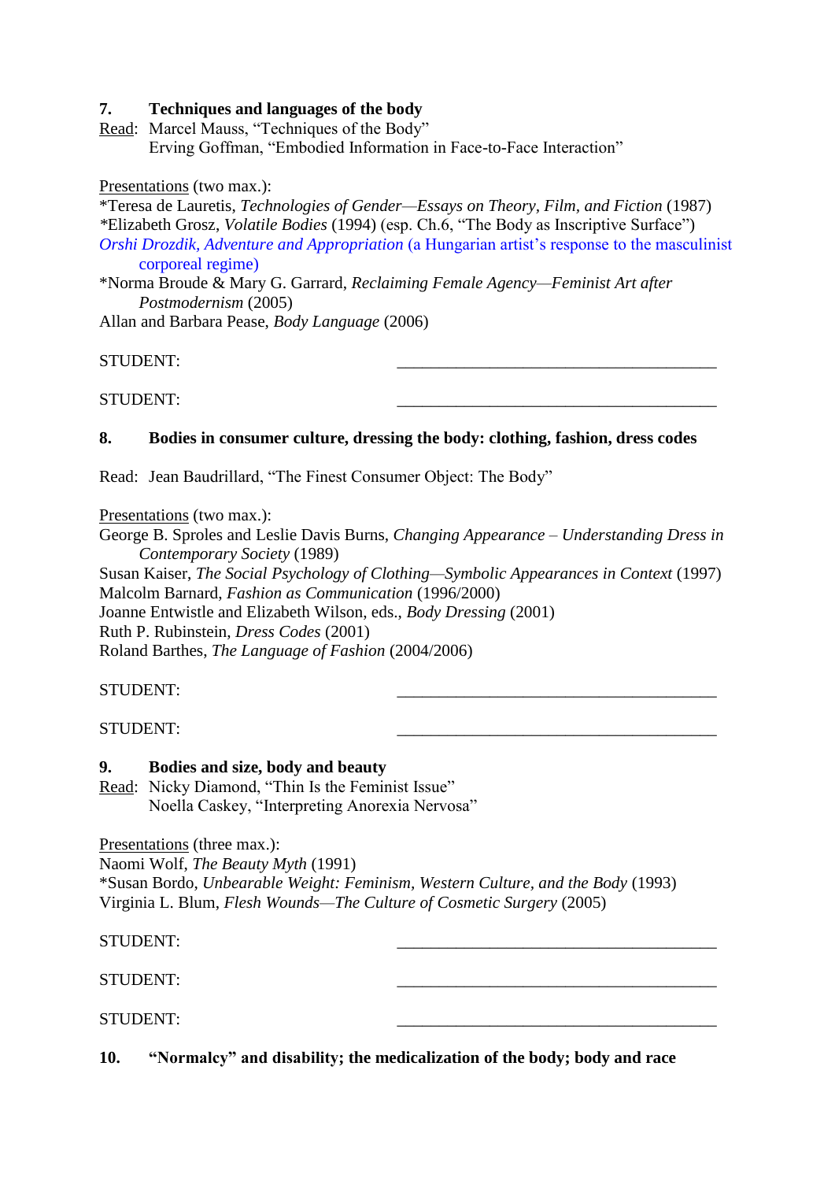**7. Techniques and languages of the body**

Read: Marcel Mauss, "Techniques of the Body"
Erving Goffman, "Embodied Information in Face-to-Face Interaction"

Presentations (two max.):

*Teresa de Lauretis, *Technologies of Gender—Essays on Theory, Film, and Fiction* (1987)
*Elizabeth Grosz, *Volatile Bodies* (1994) (esp. Ch.6, "The Body as Inscriptive Surface")
Orshi Drozdik, *Adventure and Appropriation* (a Hungarian artist's response to the masculinist corporeal regime)
*Norma Broude & Mary G. Garrard, *Reclaiming Female Agency—Feminist Art after Postmodernism* (2005)
Allan and Barbara Pease, *Body Language* (2006)

STUDENT: ______________________________________

STUDENT: ______________________________________

**8. Bodies in consumer culture, dressing the body: clothing, fashion, dress codes**

Read: Jean Baudrillard, "The Finest Consumer Object: The Body"

Presentations (two max.):

George B. Sproles and Leslie Davis Burns, *Changing Appearance – Understanding Dress in Contemporary Society* (1989)
Susan Kaiser, *The Social Psychology of Clothing—Symbolic Appearances in Context* (1997)
Malcolm Barnard, *Fashion as Communication* (1996/2000)
Joanne Entwistle and Elizabeth Wilson, eds., *Body Dressing* (2001)
Ruth P. Rubinstein, *Dress Codes* (2001)
Roland Barthes, *The Language of Fashion* (2004/2006)

STUDENT: ______________________________________

STUDENT: ______________________________________

**9. Bodies and size, body and beauty**

Read: Nicky Diamond, "Thin Is the Feminist Issue"
Noella Caskey, "Interpreting Anorexia Nervosa"

Presentations (three max.):

Naomi Wolf, *The Beauty Myth* (1991)
*Susan Bordo, *Unbearable Weight: Feminism, Western Culture, and the Body* (1993)
Virginia L. Blum, *Flesh Wounds—The Culture of Cosmetic Surgery* (2005)

STUDENT: ______________________________________

STUDENT: ______________________________________

STUDENT: ______________________________________

**10. "Normalcy" and disability; the medicalization of the body; body and race**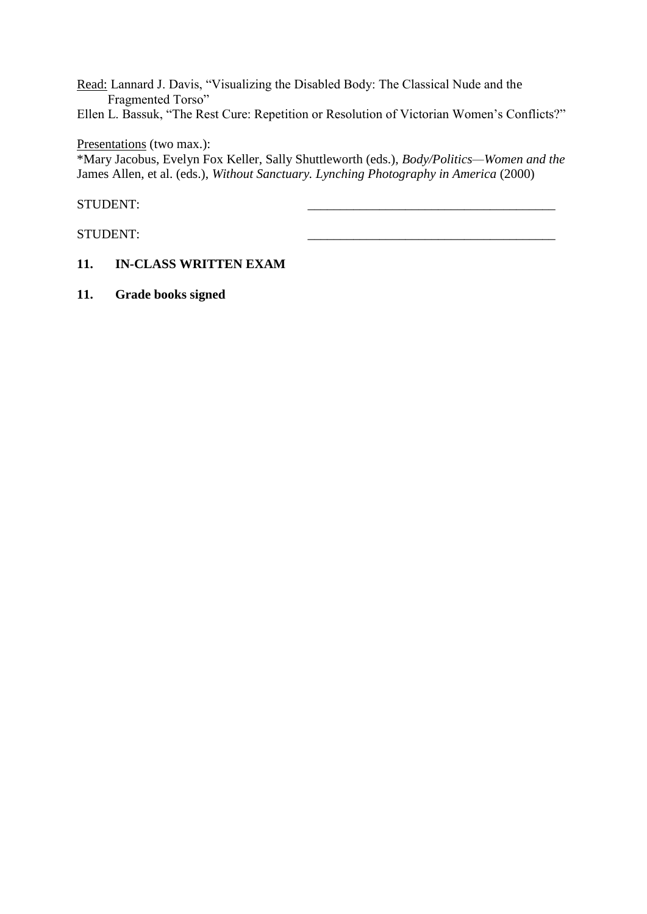Read: Lannard J. Davis, "Visualizing the Disabled Body: The Classical Nude and the Fragmented Torso"
Ellen L. Bassuk, "The Rest Cure: Repetition or Resolution of Victorian Women's Conflicts?"

Presentations (two max.):
*Mary Jacobus, Evelyn Fox Keller, Sally Shuttleworth (eds.), *Body/Politics—Women and the*
James Allen, et al. (eds.), *Without Sanctuary. Lynching Photography in America* (2000)

STUDENT: ______________________________________

STUDENT: ______________________________________

**11. IN-CLASS WRITTEN EXAM**

**11. Grade books signed**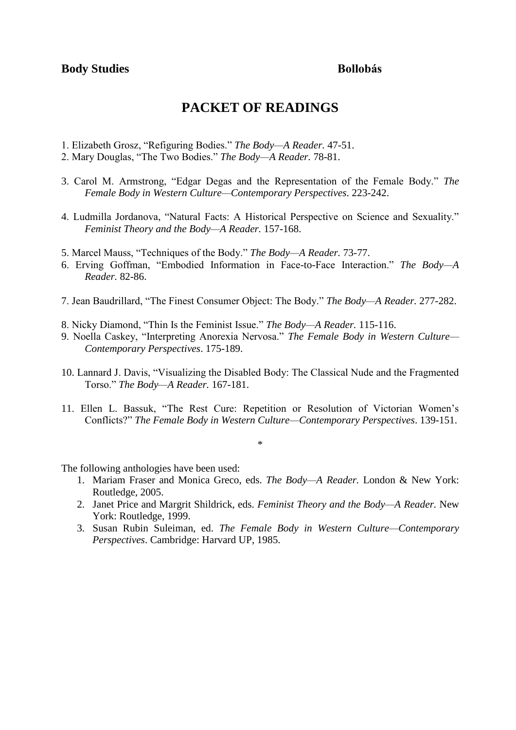**Body Studies** **Bollobás**

# PACKET OF READINGS

1. Elizabeth Grosz, “Refiguring Bodies.” *The Body—A Reader.* 47-51.
2. Mary Douglas, “The Two Bodies.” *The Body—A Reader.* 78-81.

3. Carol M. Armstrong, “Edgar Degas and the Representation of the Female Body.” *The Female Body in Western Culture—Contemporary Perspectives*. 223-242.

4. Ludmilla Jordanova, “Natural Facts: A Historical Perspective on Science and Sexuality.” *Feminist Theory and the Body—A Reader.* 157-168.

5. Marcel Mauss, “Techniques of the Body.” *The Body—A Reader.* 73-77.
6. Erving Goffman, “Embodied Information in Face-to-Face Interaction.” *The Body—A Reader.* 82-86.

7. Jean Baudrillard, “The Finest Consumer Object: The Body.” *The Body—A Reader.* 277-282.

8. Nicky Diamond, “Thin Is the Feminist Issue.” *The Body—A Reader.* 115-116.
9. Noella Caskey, “Interpreting Anorexia Nervosa.” *The Female Body in Western Culture—Contemporary Perspectives*. 175-189.

10. Lannard J. Davis, “Visualizing the Disabled Body: The Classical Nude and the Fragmented Torso.” *The Body—A Reader.* 167-181.

11. Ellen L. Bassuk, “The Rest Cure: Repetition or Resolution of Victorian Women’s Conflicts?” *The Female Body in Western Culture—Contemporary Perspectives*. 139-151.

*

The following anthologies have been used:

1. Mariam Fraser and Monica Greco, eds. *The Body—A Reader.* London & New York: Routledge, 2005.
2. Janet Price and Margrit Shildrick, eds. *Feminist Theory and the Body—A Reader.* New York: Routledge, 1999.
3. Susan Rubin Suleiman, ed. *The Female Body in Western Culture—Contemporary Perspectives*. Cambridge: Harvard UP, 1985.